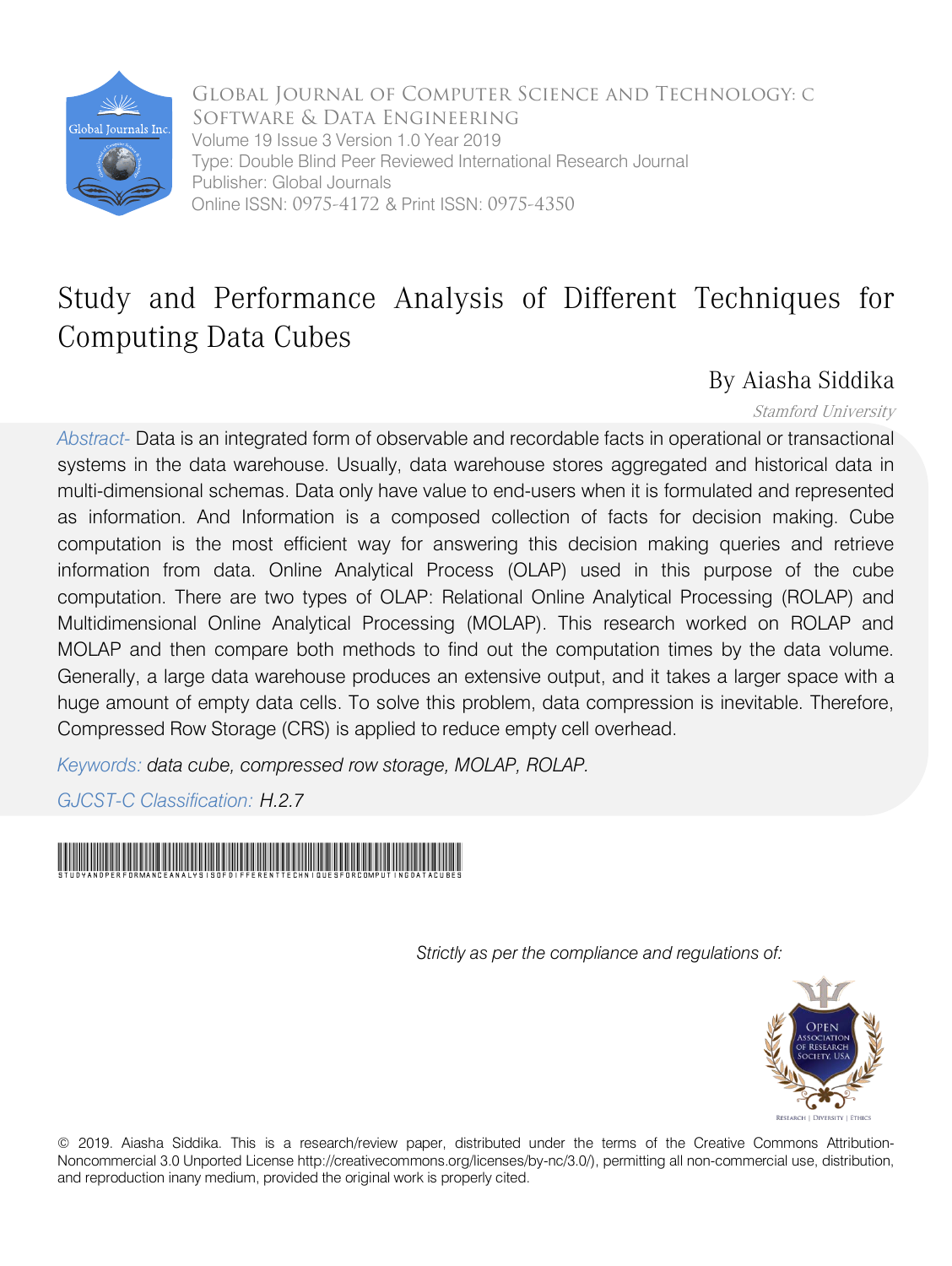Global Journal of Computer Science and Technology: C
Software & Data Engineering
Volume 19 Issue 3 Version 1.0 Year 2019
Type: Double Blind Peer Reviewed International Research Journal
Publisher: Global Journals
Online ISSN: 0975-4172 & Print ISSN: 0975-4350

# Study and Performance Analysis of Different Techniques for Computing Data Cubes

By Aiasha Siddika

*Stamford University*

*Abstract-* Data is an integrated form of observable and recordable facts in operational or transactional systems in the data warehouse. Usually, data warehouse stores aggregated and historical data in multi-dimensional schemas. Data only have value to end-users when it is formulated and represented as information. And Information is a composed collection of facts for decision making. Cube computation is the most efficient way for answering this decision making queries and retrieve information from data. Online Analytical Process (OLAP) used in this purpose of the cube computation. There are two types of OLAP: Relational Online Analytical Processing (ROLAP) and Multidimensional Online Analytical Processing (MOLAP). This research worked on ROLAP and MOLAP and then compare both methods to find out the computation times by the data volume. Generally, a large data warehouse produces an extensive output, and it takes a larger space with a huge amount of empty data cells. To solve this problem, data compression is inevitable. Therefore, Compressed Row Storage (CRS) is applied to reduce empty cell overhead.

*Keywords: data cube, compressed row storage, MOLAP, ROLAP.*

*GJCST-C Classification: H.2.7*

STUDYANDPERFORMANCEANALYSISOFDIFFERENTTECHNIQUESFORCOMPUTINGDATACUBES

*Strictly as per the compliance and regulations of:*

© 2019. Aiasha Siddika. This is a research/review paper, distributed under the terms of the Creative Commons Attribution-Noncommercial 3.0 Unported License http://creativecommons.org/licenses/by-nc/3.0/), permitting all non-commercial use, distribution, and reproduction inany medium, provided the original work is properly cited.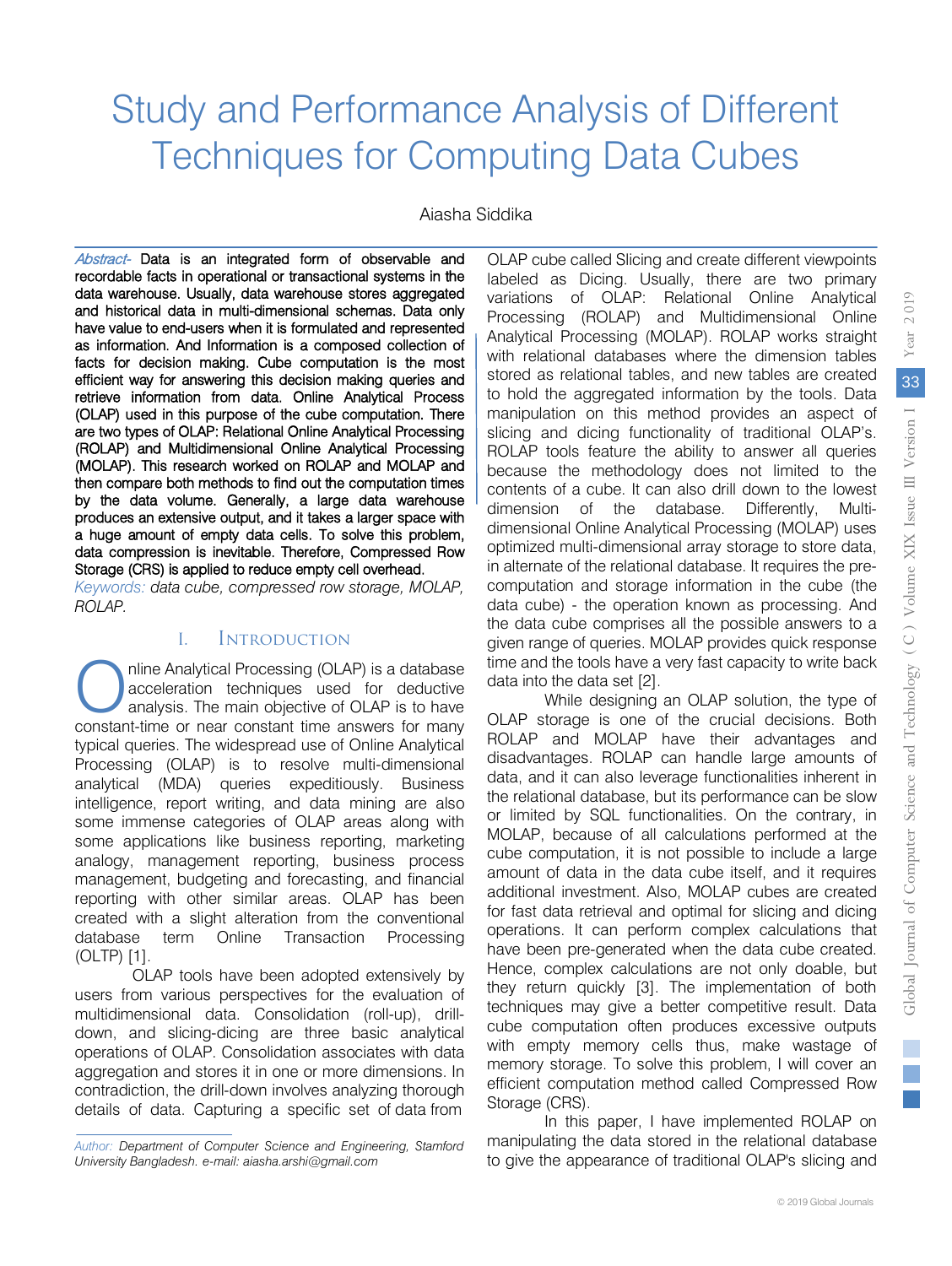# Study and Performance Analysis of Different Techniques for Computing Data Cubes

Aiasha Siddika

*Abstract-* Data is an integrated form of observable and recordable facts in operational or transactional systems in the data warehouse. Usually, data warehouse stores aggregated and historical data in multi-dimensional schemas. Data only have value to end-users when it is formulated and represented as information. And Information is a composed collection of facts for decision making. Cube computation is the most efficient way for answering this decision making queries and retrieve information from data. Online Analytical Process (OLAP) used in this purpose of the cube computation. There are two types of OLAP: Relational Online Analytical Processing (ROLAP) and Multidimensional Online Analytical Processing (MOLAP). This research worked on ROLAP and MOLAP and then compare both methods to find out the computation times by the data volume. Generally, a large data warehouse produces an extensive output, and it takes a larger space with a huge amount of empty data cells. To solve this problem, data compression is inevitable. Therefore, Compressed Row Storage (CRS) is applied to reduce empty cell overhead.

*Keywords: data cube, compressed row storage, MOLAP, ROLAP.*

## I. Introduction

Online Analytical Processing (OLAP) is a database acceleration techniques used for deductive analysis. The main objective of OLAP is to have constant-time or near constant time answers for many typical queries. The widespread use of Online Analytical Processing (OLAP) is to resolve multi-dimensional analytical (MDA) queries expeditiously. Business intelligence, report writing, and data mining are also some immense categories of OLAP areas along with some applications like business reporting, marketing analogy, management reporting, business process management, budgeting and forecasting, and financial reporting with other similar areas. OLAP has been created with a slight alteration from the conventional database term Online Transaction Processing (OLTP) [1].

OLAP tools have been adopted extensively by users from various perspectives for the evaluation of multidimensional data. Consolidation (roll-up), drill-down, and slicing-dicing are three basic analytical operations of OLAP. Consolidation associates with data aggregation and stores it in one or more dimensions. In contradiction, the drill-down involves analyzing thorough details of data. Capturing a specific set of data from OLAP cube called Slicing and create different viewpoints labeled as Dicing. Usually, there are two primary variations of OLAP: Relational Online Analytical Processing (ROLAP) and Multidimensional Online Analytical Processing (MOLAP). ROLAP works straight with relational databases where the dimension tables stored as relational tables, and new tables are created to hold the aggregated information by the tools. Data manipulation on this method provides an aspect of slicing and dicing functionality of traditional OLAP's. ROLAP tools feature the ability to answer all queries because the methodology does not limited to the contents of a cube. It can also drill down to the lowest dimension of the database. Differently, Multi-dimensional Online Analytical Processing (MOLAP) uses optimized multi-dimensional array storage to store data, in alternate of the relational database. It requires the pre-computation and storage information in the cube (the data cube) - the operation known as processing. And the data cube comprises all the possible answers to a given range of queries. MOLAP provides quick response time and the tools have a very fast capacity to write back data into the data set [2].

While designing an OLAP solution, the type of OLAP storage is one of the crucial decisions. Both ROLAP and MOLAP have their advantages and disadvantages. ROLAP can handle large amounts of data, and it can also leverage functionalities inherent in the relational database, but its performance can be slow or limited by SQL functionalities. On the contrary, in MOLAP, because of all calculations performed at the cube computation, it is not possible to include a large amount of data in the data cube itself, and it requires additional investment. Also, MOLAP cubes are created for fast data retrieval and optimal for slicing and dicing operations. It can perform complex calculations that have been pre-generated when the data cube created. Hence, complex calculations are not only doable, but they return quickly [3]. The implementation of both techniques may give a better competitive result. Data cube computation often produces excessive outputs with empty memory cells thus, make wastage of memory storage. To solve this problem, I will cover an efficient computation method called Compressed Row Storage (CRS).

In this paper, I have implemented ROLAP on manipulating the data stored in the relational database to give the appearance of traditional OLAP's slicing and

*Author: Department of Computer Science and Engineering, Stamford University Bangladesh. e-mail: aiasha.arshi@gmail.com*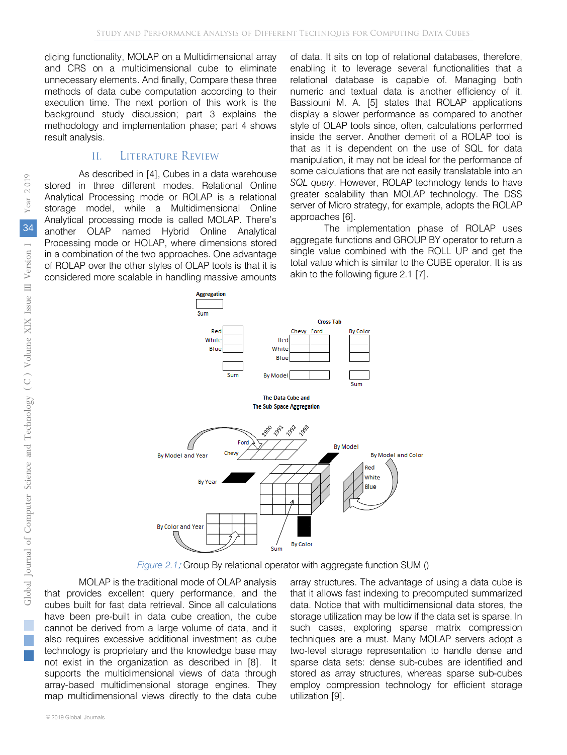dicing functionality, MOLAP on a Multidimensional array and CRS on a multidimensional cube to eliminate unnecessary elements. And finally, Compare these three methods of data cube computation according to their execution time. The next portion of this work is the background study discussion; part 3 explains the methodology and implementation phase; part 4 shows result analysis.

## II. Literature Review

As described in [4], Cubes in a data warehouse stored in three different modes. Relational Online Analytical Processing mode or ROLAP is a relational storage model, while a Multidimensional Online Analytical processing mode is called MOLAP. There's another OLAP named Hybrid Online Analytical Processing mode or HOLAP, where dimensions stored in a combination of the two approaches. One advantage of ROLAP over the other styles of OLAP tools is that it is considered more scalable in handling massive amounts of data. It sits on top of relational databases, therefore, enabling it to leverage several functionalities that a relational database is capable of. Managing both numeric and textual data is another efficiency of it. Bassiouni M. A. [5] states that ROLAP applications display a slower performance as compared to another style of OLAP tools since, often, calculations performed inside the server. Another demerit of a ROLAP tool is that as it is dependent on the use of SQL for data manipulation, it may not be ideal for the performance of some calculations that are not easily translatable into an *SQL query*. However, ROLAP technology tends to have greater scalability than MOLAP technology. The DSS server of Micro strategy, for example, adopts the ROLAP approaches [6].

The implementation phase of ROLAP uses aggregate functions and GROUP BY operator to return a single value combined with the ROLL UP and get the total value which is similar to the CUBE operator. It is as akin to the following figure 2.1 [7].

*Figure 2.1:* Group By relational operator with aggregate function SUM ()

MOLAP is the traditional mode of OLAP analysis that provides excellent query performance, and the cubes built for fast data retrieval. Since all calculations have been pre-built in data cube creation, the cube cannot be derived from a large volume of data, and it also requires excessive additional investment as cube technology is proprietary and the knowledge base may not exist in the organization as described in [8]. It supports the multidimensional views of data through array-based multidimensional storage engines. They map multidimensional views directly to the data cube array structures. The advantage of using a data cube is that it allows fast indexing to precomputed summarized data. Notice that with multidimensional data stores, the storage utilization may be low if the data set is sparse. In such cases, exploring sparse matrix compression techniques are a must. Many MOLAP servers adopt a two-level storage representation to handle dense and sparse data sets: dense sub-cubes are identified and stored as array structures, whereas sparse sub-cubes employ compression technology for efficient storage utilization [9].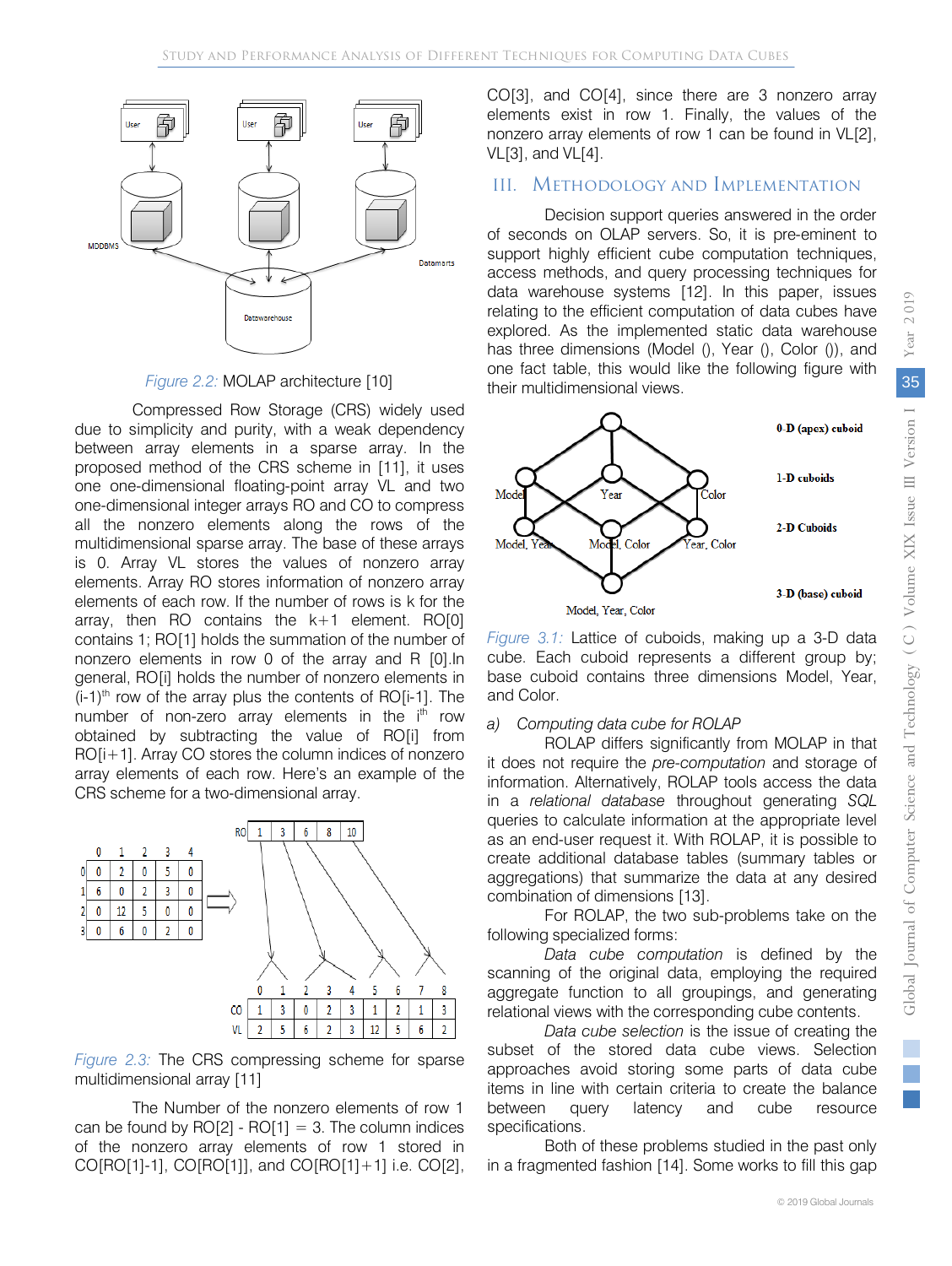Figure 2.2: MOLAP architecture [10]

Compressed Row Storage (CRS) widely used due to simplicity and purity, with a weak dependency between array elements in a sparse array. In the proposed method of the CRS scheme in [11], it uses one one-dimensional floating-point array VL and two one-dimensional integer arrays RO and CO to compress all the nonzero elements along the rows of the multidimensional sparse array. The base of these arrays is 0. Array VL stores the values of nonzero array elements. Array RO stores information of nonzero array elements of each row. If the number of rows is k for the array, then RO contains the k+1 element. RO[0] contains 1; RO[1] holds the summation of the number of nonzero elements in row 0 of the array and R [0].In general, RO[i] holds the number of nonzero elements in $(i-1)^{th}$ row of the array plus the contents of RO[i-1]. The number of non-zero array elements in the $i^{th}$ row obtained by subtracting the value of RO[i] from RO[i+1]. Array CO stores the column indices of nonzero array elements of each row. Here's an example of the CRS scheme for a two-dimensional array.

| | 0 | 1 | 2 | 3 | 4 |
|---|---|---|---|---|---|
| 0 | 0 | 2 | 0 | 5 | 0 |
| 1 | 6 | 0 | 2 | 3 | 0 |
| 2 | 0 | 12 | 5 | 0 | 0 |
| 3 | 0 | 6 | 0 | 2 | 0 |

| RO | 1 | 3 | 6 | 8 | 10 |
|---|---|---|---|---|---|

| | 0 | 1 | 2 | 3 | 4 | 5 | 6 | 7 | 8 |
|---|---|---|---|---|---|---|---|---|---|
| CO | 1 | 3 | 0 | 2 | 3 | 1 | 2 | 1 | 3 |
| VL | 2 | 5 | 6 | 2 | 3 | 12 | 5 | 6 | 2 |

Figure 2.3: The CRS compressing scheme for sparse multidimensional array [11]

The Number of the nonzero elements of row 1 can be found by RO[2] - RO[1] = 3. The column indices of the nonzero array elements of row 1 stored in CO[RO[1]-1], CO[RO[1]], and CO[RO[1]+1] i.e. CO[2], CO[3], and CO[4], since there are 3 nonzero array elements exist in row 1. Finally, the values of the nonzero array elements of row 1 can be found in VL[2], VL[3], and VL[4].

## III. Methodology and Implementation

Decision support queries answered in the order of seconds on OLAP servers. So, it is pre-eminent to support highly efficient cube computation techniques, access methods, and query processing techniques for data warehouse systems [12]. In this paper, issues relating to the efficient computation of data cubes have explored. As the implemented static data warehouse has three dimensions (Model (), Year (), Color ()), and one fact table, this would like the following figure with their multidimensional views.

Figure 3.1: Lattice of cuboids, making up a 3-D data cube. Each cuboid represents a different group by; base cuboid contains three dimensions Model, Year, and Color.

### a) Computing data cube for ROLAP

ROLAP differs significantly from MOLAP in that it does not require the *pre-computation* and storage of information. Alternatively, ROLAP tools access the data in a *relational database* throughout generating *SQL* queries to calculate information at the appropriate level as an end-user request it. With ROLAP, it is possible to create additional database tables (summary tables or aggregations) that summarize the data at any desired combination of dimensions [13].

For ROLAP, the two sub-problems take on the following specialized forms:

*Data cube computation* is defined by the scanning of the original data, employing the required aggregate function to all groupings, and generating relational views with the corresponding cube contents.

*Data cube selection* is the issue of creating the subset of the stored data cube views. Selection approaches avoid storing some parts of data cube items in line with certain criteria to create the balance between query latency and cube resource specifications.

Both of these problems studied in the past only in a fragmented fashion [14]. Some works to fill this gap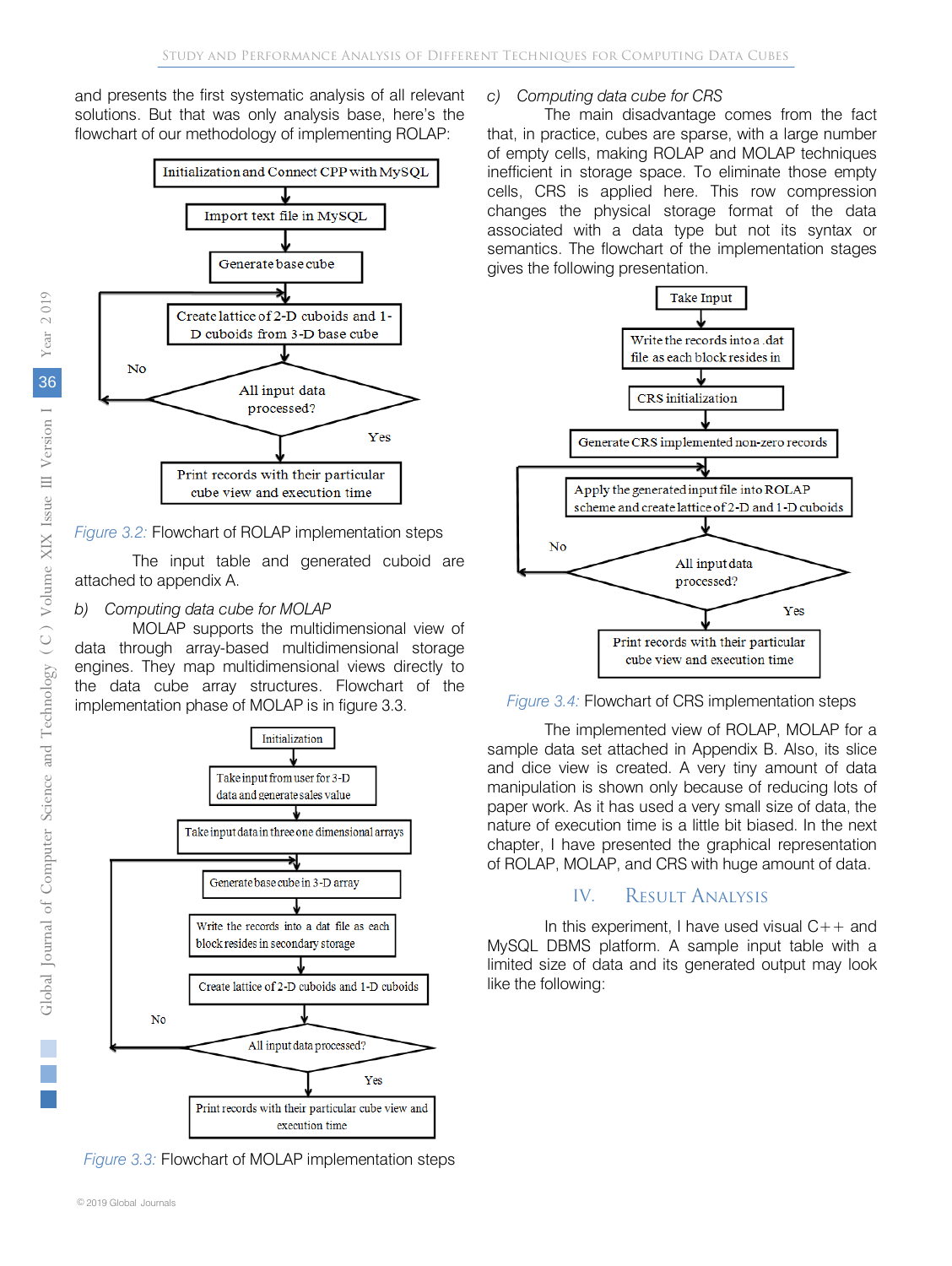and presents the first systematic analysis of all relevant solutions. But that was only analysis base, here's the flowchart of our methodology of implementing ROLAP:

Initialization and Connect CPP with MySQL

Import text file in MySQL

Generate base cube

Create lattice of 2-D cuboids and 1-D cuboids from 3-D base cube

All input data processed?

No

Yes

Print records with their particular cube view and execution time

*Figure 3.2:* Flowchart of ROLAP implementation steps

The input table and generated cuboid are attached to appendix A.

*b) Computing data cube for MOLAP*

MOLAP supports the multidimensional view of data through array-based multidimensional storage engines. They map multidimensional views directly to the data cube array structures. Flowchart of the implementation phase of MOLAP is in figure 3.3.

Initialization

Take input from user for 3-D data and generate sales value

Take input data in three one dimensional arrays

Generate base cube in 3-D array

Write the records into a dat file as each block resides in secondary storage

Create lattice of 2-D cuboids and 1-D cuboids

All input data processed?

No

Yes

Print records with their particular cube view and execution time

*Figure 3.3:* Flowchart of MOLAP implementation steps

*c) Computing data cube for CRS*

The main disadvantage comes from the fact that, in practice, cubes are sparse, with a large number of empty cells, making ROLAP and MOLAP techniques inefficient in storage space. To eliminate those empty cells, CRS is applied here. This row compression changes the physical storage format of the data associated with a data type but not its syntax or semantics. The flowchart of the implementation stages gives the following presentation.

Take Input

Write the records into a .dat file as each block resides in

CRS initialization

Generate CRS implemented non-zero records

Apply the generated input file into ROLAP scheme and create lattice of 2-D and 1-D cuboids

All input data processed?

No

Yes

Print records with their particular cube view and execution time

*Figure 3.4:* Flowchart of CRS implementation steps

The implemented view of ROLAP, MOLAP for a sample data set attached in Appendix B. Also, its slice and dice view is created. A very tiny amount of data manipulation is shown only because of reducing lots of paper work. As it has used a very small size of data, the nature of execution time is a little bit biased. In the next chapter, I have presented the graphical representation of ROLAP, MOLAP, and CRS with huge amount of data.

## IV. Result Analysis

In this experiment, I have used visual C++ and MySQL DBMS platform. A sample input table with a limited size of data and its generated output may look like the following: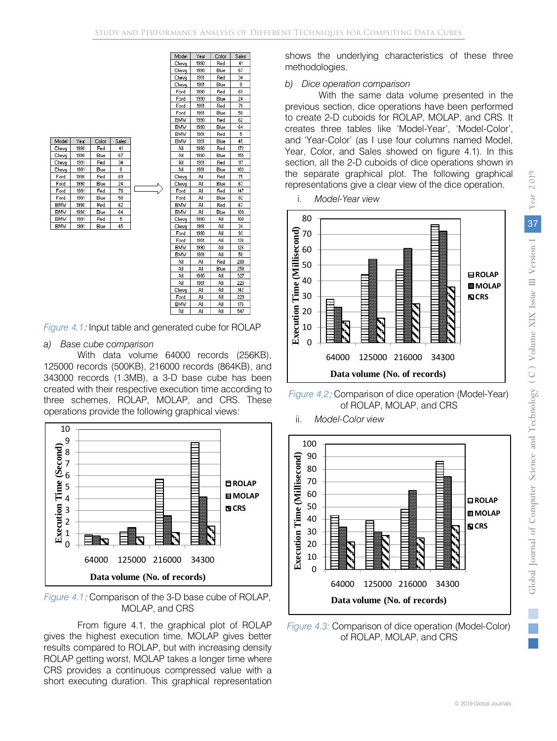| Model | Year | Color | Sales |
|---|---|---|---|
| Chevy | 1990 | Red | 41 |
| Chevy | 1990 | Blue | 67 |
| Chevy | 1991 | Red | 34 |
| Chevy | 1991 | Blue | 0 |
| Ford | 1990 | Red | 69 |
| Ford | 1990 | Blue | 24 |
| Ford | 1991 | Red | 78 |
| Ford | 1991 | Blue | 58 |
| BMW | 1990 | Red | 62 |
| BMW | 1990 | Blue | 64 |
| BMW | 1991 | Red | 5 |
| BMW | 1991 | Blue | 45 |

⇒

| Model | Year | Color | Sales |
|---|---|---|---|
| Chevy | 1990 | Red | 41 |
| Chevy | 1990 | Blue | 67 |
| Chevy | 1991 | Red | 34 |
| Chevy | 1991 | Blue | 0 |
| Ford | 1990 | Red | 69 |
| Ford | 1990 | Blue | 24 |
| Ford | 1991 | Red | 78 |
| Ford | 1991 | Blue | 58 |
| BMW | 1990 | Red | 62 |
| BMW | 1990 | Blue | 64 |
| BMW | 1991 | Red | 5 |
| BMW | 1991 | Blue | 45 |
| All | 1990 | Red | 172 |
| All | 1990 | Blue | 155 |
| All | 1991 | Red | 117 |
| All | 1991 | Blue | 103 |
| Chevy | All | Red | 75 |
| Chevy | All | Blue | 67 |
| Ford | All | Red | 147 |
| Ford | All | Blue | 82 |
| BMW | All | Red | 67 |
| BMW | All | Blue | 109 |
| Chevy | 1990 | All | 108 |
| Chevy | 1991 | All | 34 |
| Ford | 1990 | All | 93 |
| Ford | 1991 | All | 136 |
| BMW | 1990 | All | 126 |
| BMW | 1991 | All | 50 |
| All | All | Red | 289 |
| All | All | Blue | 258 |
| All | 1990 | All | 327 |
| All | 1991 | All | 220 |
| Chevy | All | All | 142 |
| Ford | All | All | 229 |
| BMW | All | All | 176 |
| All | All | All | 547 |

*Figure 4.1:* Input table and generated cube for ROLAP

*a) Base cube comparison*

With data volume 64000 records (256KB), 125000 records (500KB), 216000 records (864KB), and 343000 records (1.3MB), a 3-D base cube has been created with their respective execution time according to three schemes, ROLAP, MOLAP, and CRS. These operations provide the following graphical views:

*Figure 4.1:* Comparison of the 3-D base cube of ROLAP, MOLAP, and CRS

From figure 4.1, the graphical plot of ROLAP gives the highest execution time, MOLAP gives better results compared to ROLAP, but with increasing density ROLAP getting worst, MOLAP takes a longer time where CRS provides a continuous compressed value with a short executing duration. This graphical representation shows the underlying characteristics of these three methodologies.

*b) Dice operation comparison*

With the same data volume presented in the previous section, dice operations have been performed to create 2-D cuboids for ROLAP, MOLAP, and CRS. It creates three tables like 'Model-Year', 'Model-Color', and 'Year-Color' (as I use four columns named Model, Year, Color, and Sales showed on figure 4.1). In this section, all the 2-D cuboids of dice operations shown in the separate graphical plot. The following graphical representations give a clear view of the dice operation.

i. *Model-Year view*

*Figure 4.2:* Comparison of dice operation (Model-Year) of ROLAP, MOLAP, and CRS

ii. *Model-Color view*

*Figure 4.3:* Comparison of dice operation (Model-Color) of ROLAP, MOLAP, and CRS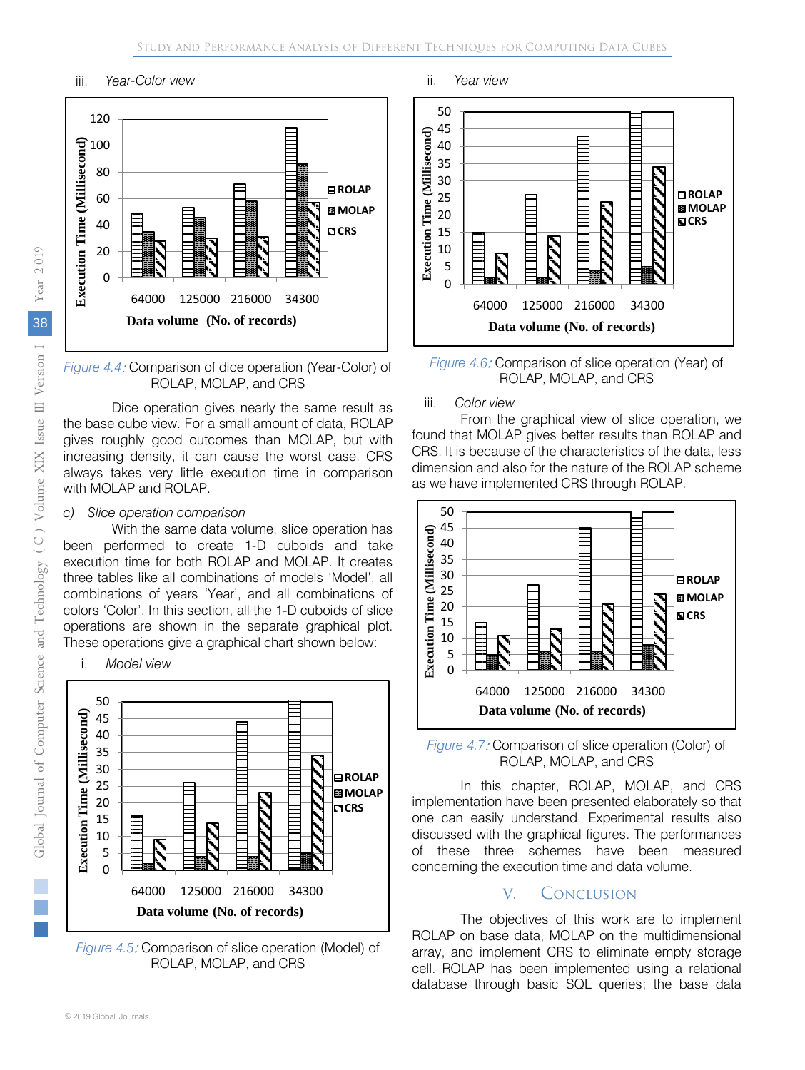iii. *Year-Color view*

*Figure 4.4:* Comparison of dice operation (Year-Color) of ROLAP, MOLAP, and CRS

Dice operation gives nearly the same result as the base cube view. For a small amount of data, ROLAP gives roughly good outcomes than MOLAP, but with increasing density, it can cause the worst case. CRS always takes very little execution time in comparison with MOLAP and ROLAP.

c) *Slice operation comparison*

With the same data volume, slice operation has been performed to create 1-D cuboids and take execution time for both ROLAP and MOLAP. It creates three tables like all combinations of models 'Model', all combinations of years 'Year', and all combinations of colors 'Color'. In this section, all the 1-D cuboids of slice operations are shown in the separate graphical plot. These operations give a graphical chart shown below:

i. *Model view*

*Figure 4.5:* Comparison of slice operation (Model) of ROLAP, MOLAP, and CRS

ii. *Year view*

*Figure 4.6:* Comparison of slice operation (Year) of ROLAP, MOLAP, and CRS

iii. *Color view*

From the graphical view of slice operation, we found that MOLAP gives better results than ROLAP and CRS. It is because of the characteristics of the data, less dimension and also for the nature of the ROLAP scheme as we have implemented CRS through ROLAP.

*Figure 4.7:* Comparison of slice operation (Color) of ROLAP, MOLAP, and CRS

In this chapter, ROLAP, MOLAP, and CRS implementation have been presented elaborately so that one can easily understand. Experimental results also discussed with the graphical figures. The performances of these three schemes have been measured concerning the execution time and data volume.

## V. Conclusion

The objectives of this work are to implement ROLAP on base data, MOLAP on the multidimensional array, and implement CRS to eliminate empty storage cell. ROLAP has been implemented using a relational database through basic SQL queries; the base data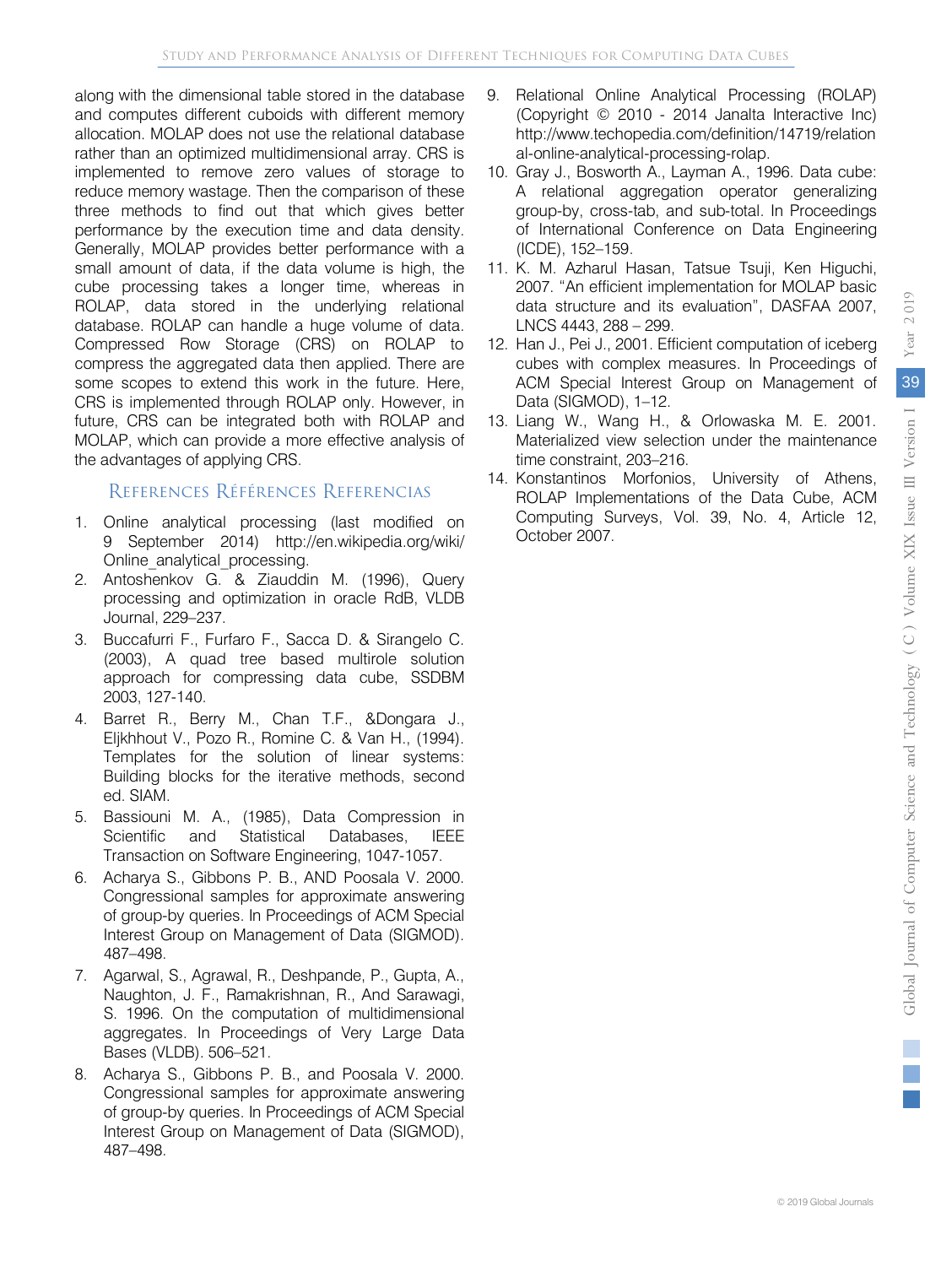along with the dimensional table stored in the database and computes different cuboids with different memory allocation. MOLAP does not use the relational database rather than an optimized multidimensional array. CRS is implemented to remove zero values of storage to reduce memory wastage. Then the comparison of these three methods to find out that which gives better performance by the execution time and data density. Generally, MOLAP provides better performance with a small amount of data, if the data volume is high, the cube processing takes a longer time, whereas in ROLAP, data stored in the underlying relational database. ROLAP can handle a huge volume of data. Compressed Row Storage (CRS) on ROLAP to compress the aggregated data then applied. There are some scopes to extend this work in the future. Here, CRS is implemented through ROLAP only. However, in future, CRS can be integrated both with ROLAP and MOLAP, which can provide a more effective analysis of the advantages of applying CRS.

## References Références Referencias

1. Online analytical processing (last modified on 9 September 2014) http://en.wikipedia.org/wiki/Online_analytical_processing.
2. Antoshenkov G. & Ziauddin M. (1996), Query processing and optimization in oracle RdB, VLDB Journal, 229–237.
3. Buccafurri F., Furfaro F., Sacca D. & Sirangelo C. (2003), A quad tree based multirole solution approach for compressing data cube, SSDBM 2003, 127-140.
4. Barret R., Berry M., Chan T.F., &Dongara J., Eljkhhout V., Pozo R., Romine C. & Van H., (1994). Templates for the solution of linear systems: Building blocks for the iterative methods, second ed. SIAM.
5. Bassiouni M. A., (1985), Data Compression in Scientific and Statistical Databases, IEEE Transaction on Software Engineering, 1047-1057.
6. Acharya S., Gibbons P. B., AND Poosala V. 2000. Congressional samples for approximate answering of group-by queries. In Proceedings of ACM Special Interest Group on Management of Data (SIGMOD). 487–498.
7. Agarwal, S., Agrawal, R., Deshpande, P., Gupta, A., Naughton, J. F., Ramakrishnan, R., And Sarawagi, S. 1996. On the computation of multidimensional aggregates. In Proceedings of Very Large Data Bases (VLDB). 506–521.
8. Acharya S., Gibbons P. B., and Poosala V. 2000. Congressional samples for approximate answering of group-by queries. In Proceedings of ACM Special Interest Group on Management of Data (SIGMOD), 487–498.
9. Relational Online Analytical Processing (ROLAP) (Copyright © 2010 - 2014 Janalta Interactive Inc) http://www.techopedia.com/definition/14719/relational-online-analytical-processing-rolap.
10. Gray J., Bosworth A., Layman A., 1996. Data cube: A relational aggregation operator generalizing group-by, cross-tab, and sub-total. In Proceedings of International Conference on Data Engineering (ICDE), 152–159.
11. K. M. Azharul Hasan, Tatsue Tsuji, Ken Higuchi, 2007. "An efficient implementation for MOLAP basic data structure and its evaluation", DASFAA 2007, LNCS 4443, 288 – 299.
12. Han J., Pei J., 2001. Efficient computation of iceberg cubes with complex measures. In Proceedings of ACM Special Interest Group on Management of Data (SIGMOD), 1–12.
13. Liang W., Wang H., & Orlowaska M. E. 2001. Materialized view selection under the maintenance time constraint, 203–216.
14. Konstantinos Morfonios, University of Athens, ROLAP Implementations of the Data Cube, ACM Computing Surveys, Vol. 39, No. 4, Article 12, October 2007.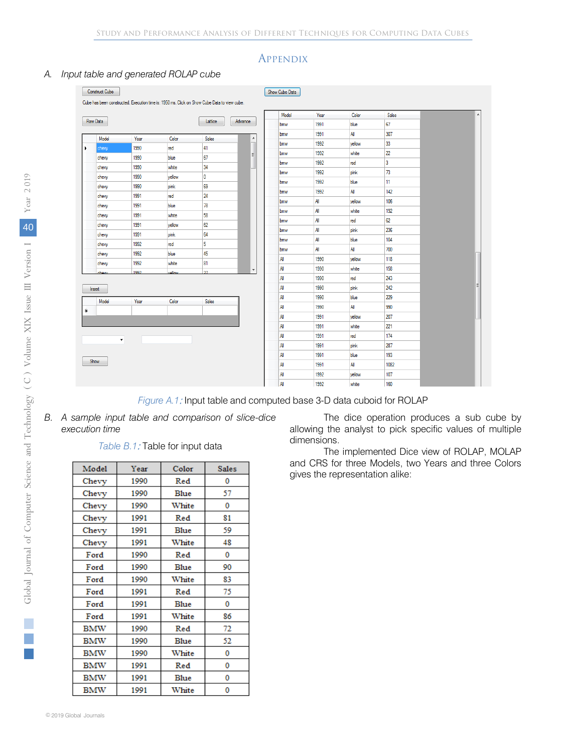# Appendix

*A. Input table and generated ROLAP cube*

Construct Cube

Cube has been constructed. Execution time is: 1950 ms. Click on Show Cube Data to view cube.

Raw Data | Lattice | Advance

| Model | Year | Color | Sales |
|---|---|---|---|
| chevy | 1990 | red | 41 |
| chevy | 1990 | blue | 67 |
| chevy | 1990 | white | 34 |
| chevy | 1990 | yellow | 0 |
| chevy | 1990 | pink | 69 |
| chevy | 1991 | red | 24 |
| chevy | 1991 | blue | 78 |
| chevy | 1991 | white | 58 |
| chevy | 1991 | yellow | 62 |
| chevy | 1991 | pink | 64 |
| chevy | 1992 | red | 5 |
| chevy | 1992 | blue | 45 |
| chevy | 1992 | white | 81 |
| chevy | 1992 | yellow | 27 |

Insert

| Model | Year | Color | Sales |
|---|---|---|---|
| * | | | |

Show

Show Cube Data

| Model | Year | Color | Sales |
|---|---|---|---|
| bmw | 1991 | blue | 67 |
| bmw | 1991 | All | 307 |
| bmw | 1992 | yellow | 33 |
| bmw | 1992 | white | 22 |
| bmw | 1992 | red | 3 |
| bmw | 1992 | pink | 73 |
| bmw | 1992 | blue | 11 |
| bmw | 1992 | All | 142 |
| bmw | All | yellow | 106 |
| bmw | All | white | 192 |
| bmw | All | red | 62 |
| bmw | All | pink | 236 |
| bmw | All | blue | 104 |
| bmw | All | All | 700 |
| All | 1990 | yellow | 118 |
| All | 1990 | white | 158 |
| All | 1990 | red | 243 |
| All | 1990 | pink | 242 |
| All | 1990 | blue | 229 |
| All | 1990 | All | 990 |
| All | 1991 | yellow | 207 |
| All | 1991 | white | 221 |
| All | 1991 | red | 174 |
| All | 1991 | pink | 287 |
| All | 1991 | blue | 193 |
| All | 1991 | All | 1082 |
| All | 1992 | yellow | 107 |
| All | 1992 | white | 160 |

*Figure A.1:* Input table and computed base 3-D data cuboid for ROLAP

*B. A sample input table and comparison of slice-dice execution time*

*Table B.1:* Table for input data

| Model | Year | Color | Sales |
|---|---|---|---|
| Chevy | 1990 | Red | 0 |
| Chevy | 1990 | Blue | 57 |
| Chevy | 1990 | White | 0 |
| Chevy | 1991 | Red | 81 |
| Chevy | 1991 | Blue | 59 |
| Chevy | 1991 | White | 48 |
| Ford | 1990 | Red | 0 |
| Ford | 1990 | Blue | 90 |
| Ford | 1990 | White | 83 |
| Ford | 1991 | Red | 75 |
| Ford | 1991 | Blue | 0 |
| Ford | 1991 | White | 86 |
| BMW | 1990 | Red | 72 |
| BMW | 1990 | Blue | 52 |
| BMW | 1990 | White | 0 |
| BMW | 1991 | Red | 0 |
| BMW | 1991 | Blue | 0 |
| BMW | 1991 | White | 0 |

The dice operation produces a sub cube by allowing the analyst to pick specific values of multiple dimensions.

The implemented Dice view of ROLAP, MOLAP and CRS for three Models, two Years and three Colors gives the representation alike: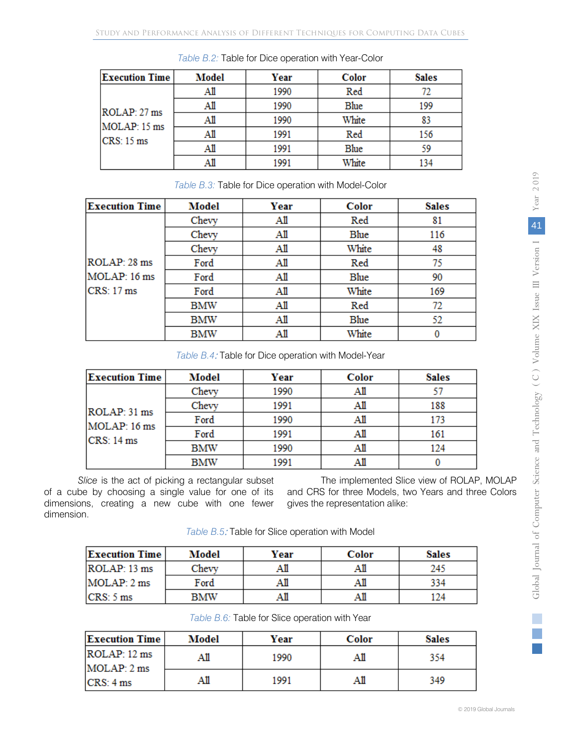*Table B.2:* Table for Dice operation with Year-Color

| Execution Time | Model | Year | Color | Sales |
|---|---|---|---|---|
| ROLAP: 27 ms<br>MOLAP: 15 ms<br>CRS: 15 ms | All | 1990 | Red | 72 |
| | All | 1990 | Blue | 199 |
| | All | 1990 | White | 83 |
| | All | 1991 | Red | 156 |
| | All | 1991 | Blue | 59 |
| | All | 1991 | White | 134 |

*Table B.3:* Table for Dice operation with Model-Color

| Execution Time | Model | Year | Color | Sales |
|---|---|---|---|---|
| ROLAP: 28 ms<br>MOLAP: 16 ms<br>CRS: 17 ms | Chevy | All | Red | 81 |
| | Chevy | All | Blue | 116 |
| | Chevy | All | White | 48 |
| | Ford | All | Red | 75 |
| | Ford | All | Blue | 90 |
| | Ford | All | White | 169 |
| | BMW | All | Red | 72 |
| | BMW | All | Blue | 52 |
| | BMW | All | White | 0 |

*Table B.4:* Table for Dice operation with Model-Year

| Execution Time | Model | Year | Color | Sales |
|---|---|---|---|---|
| ROLAP: 31 ms<br>MOLAP: 16 ms<br>CRS: 14 ms | Chevy | 1990 | All | 57 |
| | Chevy | 1991 | All | 188 |
| | Ford | 1990 | All | 173 |
| | Ford | 1991 | All | 161 |
| | BMW | 1990 | All | 124 |
| | BMW | 1991 | All | 0 |

*Slice* is the act of picking a rectangular subset of a cube by choosing a single value for one of its dimensions, creating a new cube with one fewer dimension.

The implemented Slice view of ROLAP, MOLAP and CRS for three Models, two Years and three Colors gives the representation alike:

*Table B.5:* Table for Slice operation with Model

| Execution Time | Model | Year | Color | Sales |
|---|---|---|---|---|
| ROLAP: 13 ms | Chevy | All | All | 245 |
| MOLAP: 2 ms | Ford | All | All | 334 |
| CRS: 5 ms | BMW | All | All | 124 |

*Table B.6:* Table for Slice operation with Year

| Execution Time | Model | Year | Color | Sales |
|---|---|---|---|---|
| ROLAP: 12 ms<br>MOLAP: 2 ms<br>CRS: 4 ms | All | 1990 | All | 354 |
| | All | 1991 | All | 349 |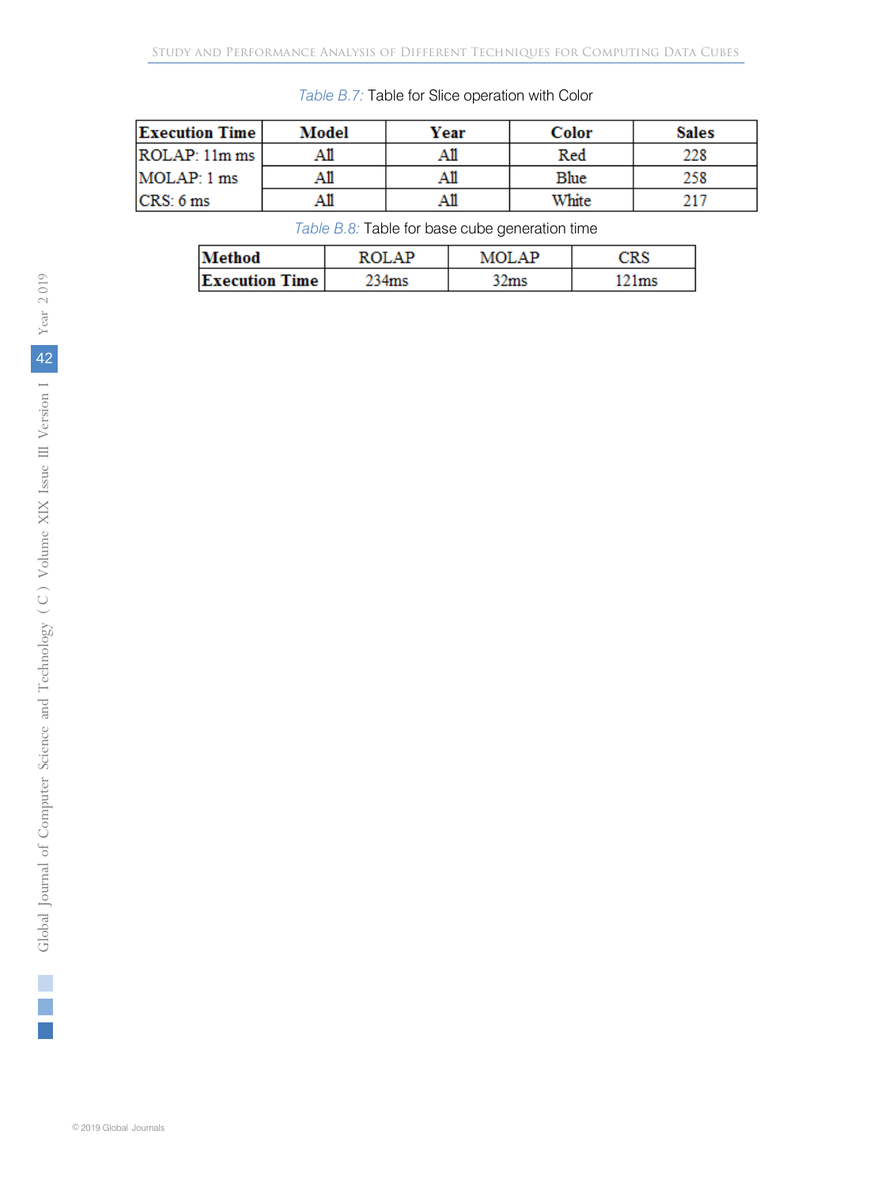*Table B.7:* Table for Slice operation with Color

| Execution Time | Model | Year | Color | Sales |
|---|---|---|---|---|
| ROLAP: 11m ms | All | All | Red | 228 |
| MOLAP: 1 ms | All | All | Blue | 258 |
| CRS: 6 ms | All | All | White | 217 |

*Table B.8:* Table for base cube generation time

| Method | ROLAP | MOLAP | CRS |
|---|---|---|---|
| Execution Time | 234ms | 32ms | 121ms |